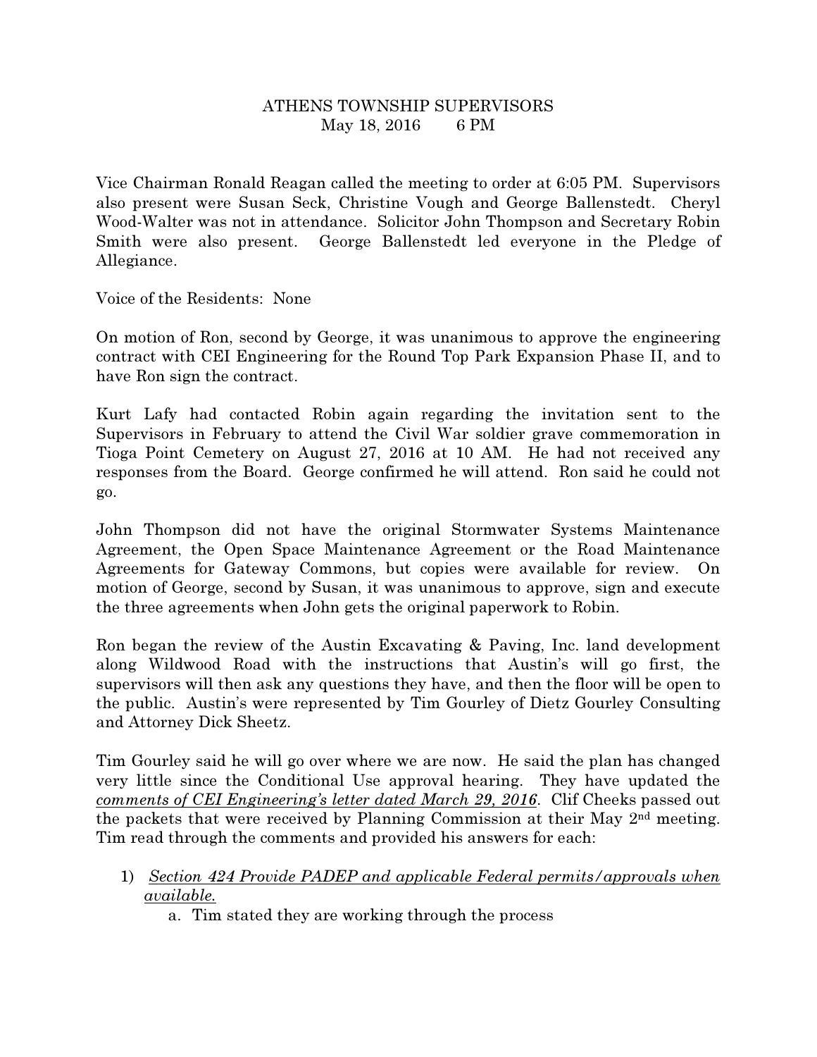ATHENS TOWNSHIP SUPERVISORS
May 18, 2016 6 PM

Vice Chairman Ronald Reagan called the meeting to order at 6:05 PM. Supervisors also present were Susan Seck, Christine Vough and George Ballenstedt. Cheryl Wood-Walter was not in attendance. Solicitor John Thompson and Secretary Robin Smith were also present. George Ballenstedt led everyone in the Pledge of Allegiance.

Voice of the Residents: None

On motion of Ron, second by George, it was unanimous to approve the engineering contract with CEI Engineering for the Round Top Park Expansion Phase II, and to have Ron sign the contract.

Kurt Lafy had contacted Robin again regarding the invitation sent to the Supervisors in February to attend the Civil War soldier grave commemoration in Tioga Point Cemetery on August 27, 2016 at 10 AM. He had not received any responses from the Board. George confirmed he will attend. Ron said he could not go.

John Thompson did not have the original Stormwater Systems Maintenance Agreement, the Open Space Maintenance Agreement or the Road Maintenance Agreements for Gateway Commons, but copies were available for review. On motion of George, second by Susan, it was unanimous to approve, sign and execute the three agreements when John gets the original paperwork to Robin.

Ron began the review of the Austin Excavating & Paving, Inc. land development along Wildwood Road with the instructions that Austin's will go first, the supervisors will then ask any questions they have, and then the floor will be open to the public. Austin's were represented by Tim Gourley of Dietz Gourley Consulting and Attorney Dick Sheetz.

Tim Gourley said he will go over where we are now. He said the plan has changed very little since the Conditional Use approval hearing. They have updated the *comments of CEI Engineering's letter dated March 29, 2016*. Clif Cheeks passed out the packets that were received by Planning Commission at their May 2nd meeting. Tim read through the comments and provided his answers for each:

1) *Section 424 Provide PADEP and applicable Federal permits/approvals when available.*
   a. Tim stated they are working through the process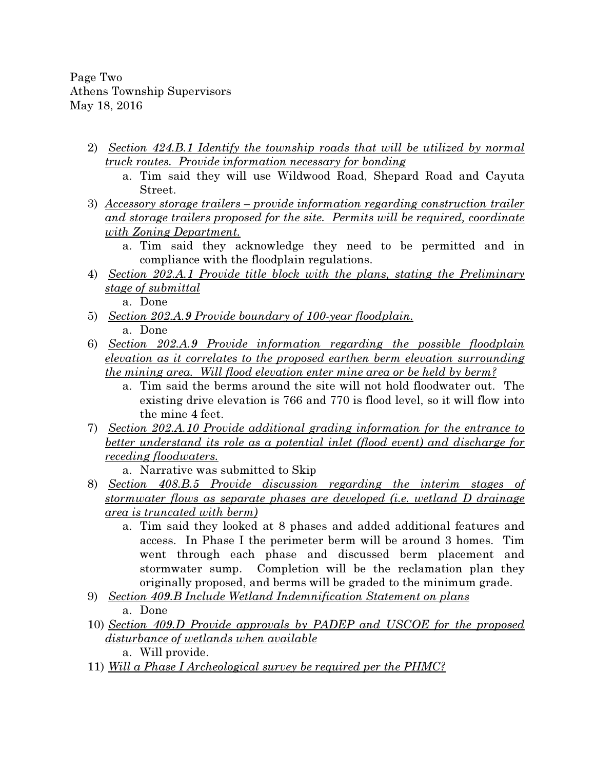2) *Section 424.B.1 Identify the township roads that will be utilized by normal truck routes. Provide information necessary for bonding*
    a. Tim said they will use Wildwood Road, Shepard Road and Cayuta Street.
3) *Accessory storage trailers – provide information regarding construction trailer and storage trailers proposed for the site. Permits will be required, coordinate with Zoning Department.*
    a. Tim said they acknowledge they need to be permitted and in compliance with the floodplain regulations.
4) *Section 202.A.1 Provide title block with the plans, stating the Preliminary stage of submittal*
    a. Done
5) *Section 202.A.9 Provide boundary of 100-year floodplain.*
    a. Done
6) *Section 202.A.9 Provide information regarding the possible floodplain elevation as it correlates to the proposed earthen berm elevation surrounding the mining area. Will flood elevation enter mine area or be held by berm?*
    a. Tim said the berms around the site will not hold floodwater out. The existing drive elevation is 766 and 770 is flood level, so it will flow into the mine 4 feet.
7) *Section 202.A.10 Provide additional grading information for the entrance to better understand its role as a potential inlet (flood event) and discharge for receding floodwaters.*
    a. Narrative was submitted to Skip
8) *Section 408.B.5 Provide discussion regarding the interim stages of stormwater flows as separate phases are developed (i.e. wetland D drainage area is truncated with berm)*
    a. Tim said they looked at 8 phases and added additional features and access. In Phase I the perimeter berm will be around 3 homes. Tim went through each phase and discussed berm placement and stormwater sump. Completion will be the reclamation plan they originally proposed, and berms will be graded to the minimum grade.
9) *Section 409.B Include Wetland Indemnification Statement on plans*
    a. Done
10) *Section 409.D Provide approvals by PADEP and USCOE for the proposed disturbance of wetlands when available*
    a. Will provide.
11) *Will a Phase I Archeological survey be required per the PHMC?*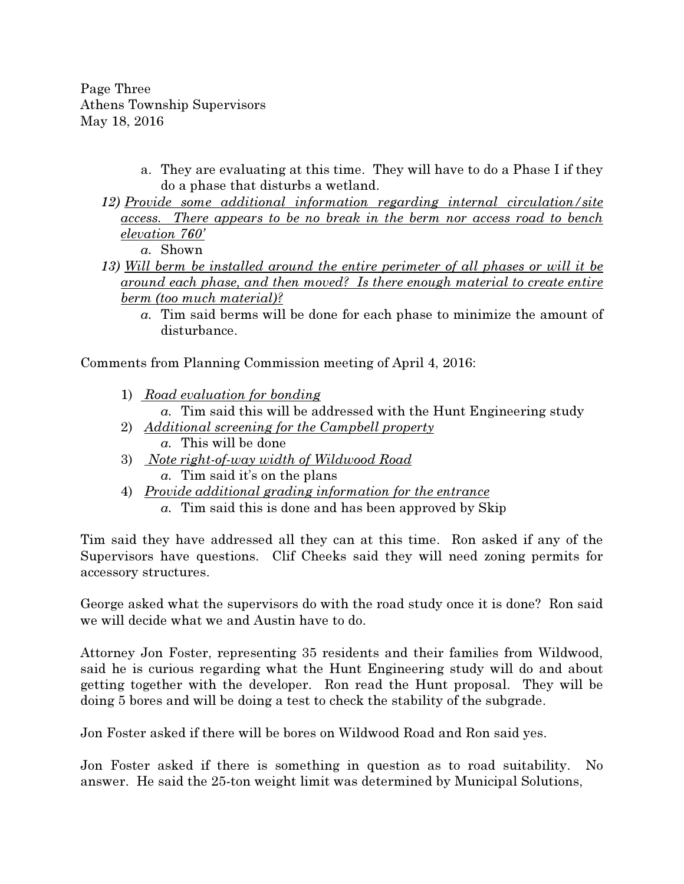a. They are evaluating at this time. They will have to do a Phase I if they do a phase that disturbs a wetland.

12) *Provide some additional information regarding internal circulation/site access. There appears to be no break in the berm nor access road to bench elevation 760'*
    *a.* Shown
13) *Will berm be installed around the entire perimeter of all phases or will it be around each phase, and then moved? Is there enough material to create entire berm (too much material)?*
    *a.* Tim said berms will be done for each phase to minimize the amount of disturbance.

Comments from Planning Commission meeting of April 4, 2016:

1) *Road evaluation for bonding*
    *a.* Tim said this will be addressed with the Hunt Engineering study
2) *Additional screening for the Campbell property*
    *a.* This will be done
3) *Note right-of-way width of Wildwood Road*
    *a.* Tim said it's on the plans
4) *Provide additional grading information for the entrance*
    *a.* Tim said this is done and has been approved by Skip

Tim said they have addressed all they can at this time. Ron asked if any of the Supervisors have questions. Clif Cheeks said they will need zoning permits for accessory structures.

George asked what the supervisors do with the road study once it is done? Ron said we will decide what we and Austin have to do.

Attorney Jon Foster, representing 35 residents and their families from Wildwood, said he is curious regarding what the Hunt Engineering study will do and about getting together with the developer. Ron read the Hunt proposal. They will be doing 5 bores and will be doing a test to check the stability of the subgrade.

Jon Foster asked if there will be bores on Wildwood Road and Ron said yes.

Jon Foster asked if there is something in question as to road suitability. No answer. He said the 25-ton weight limit was determined by Municipal Solutions,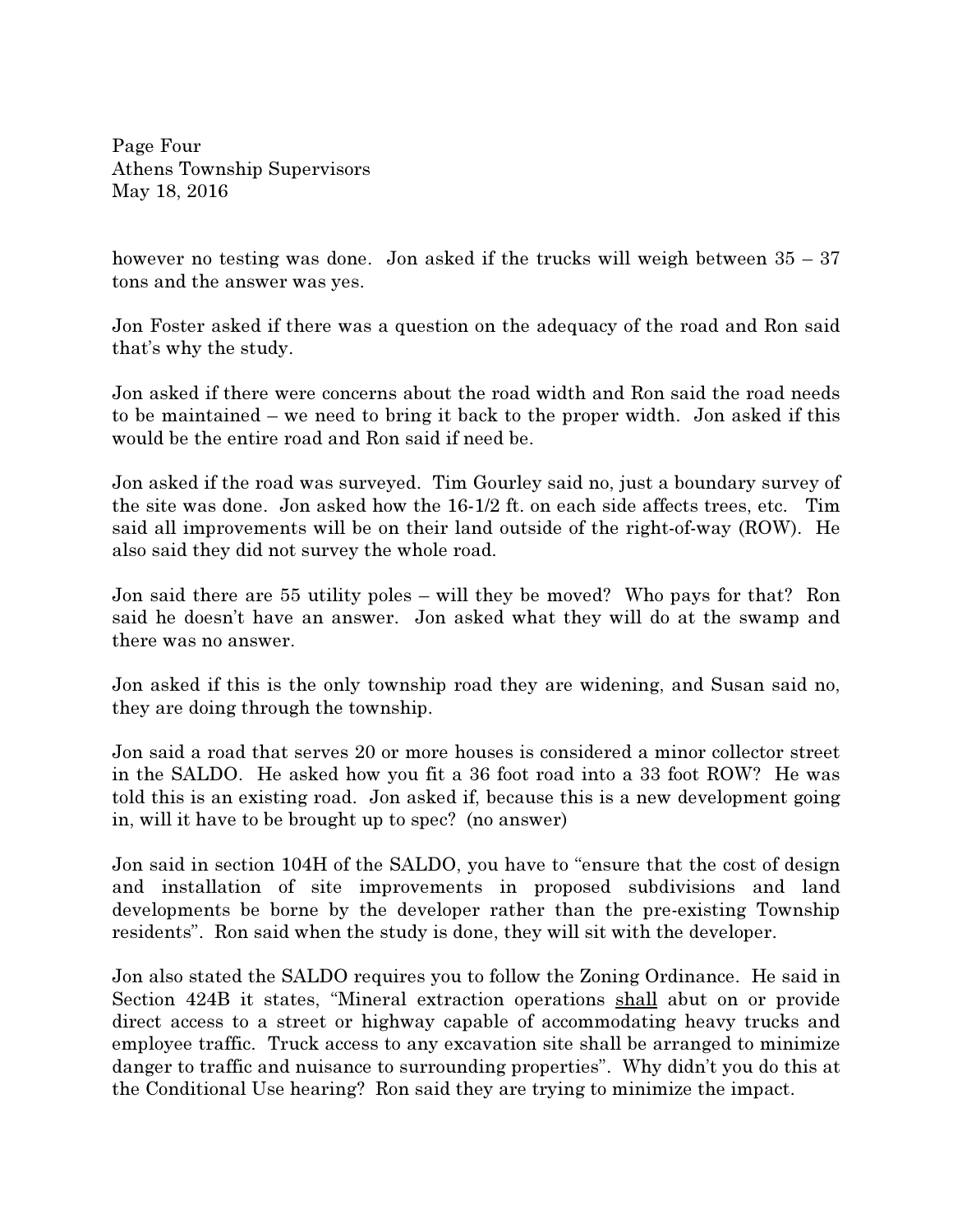however no testing was done. Jon asked if the trucks will weigh between 35 – 37 tons and the answer was yes.

Jon Foster asked if there was a question on the adequacy of the road and Ron said that's why the study.

Jon asked if there were concerns about the road width and Ron said the road needs to be maintained – we need to bring it back to the proper width. Jon asked if this would be the entire road and Ron said if need be.

Jon asked if the road was surveyed. Tim Gourley said no, just a boundary survey of the site was done. Jon asked how the 16-1/2 ft. on each side affects trees, etc. Tim said all improvements will be on their land outside of the right-of-way (ROW). He also said they did not survey the whole road.

Jon said there are 55 utility poles – will they be moved? Who pays for that? Ron said he doesn't have an answer. Jon asked what they will do at the swamp and there was no answer.

Jon asked if this is the only township road they are widening, and Susan said no, they are doing through the township.

Jon said a road that serves 20 or more houses is considered a minor collector street in the SALDO. He asked how you fit a 36 foot road into a 33 foot ROW? He was told this is an existing road. Jon asked if, because this is a new development going in, will it have to be brought up to spec? (no answer)

Jon said in section 104H of the SALDO, you have to "ensure that the cost of design and installation of site improvements in proposed subdivisions and land developments be borne by the developer rather than the pre-existing Township residents". Ron said when the study is done, they will sit with the developer.

Jon also stated the SALDO requires you to follow the Zoning Ordinance. He said in Section 424B it states, "Mineral extraction operations <u>shall</u> abut on or provide direct access to a street or highway capable of accommodating heavy trucks and employee traffic. Truck access to any excavation site shall be arranged to minimize danger to traffic and nuisance to surrounding properties". Why didn't you do this at the Conditional Use hearing? Ron said they are trying to minimize the impact.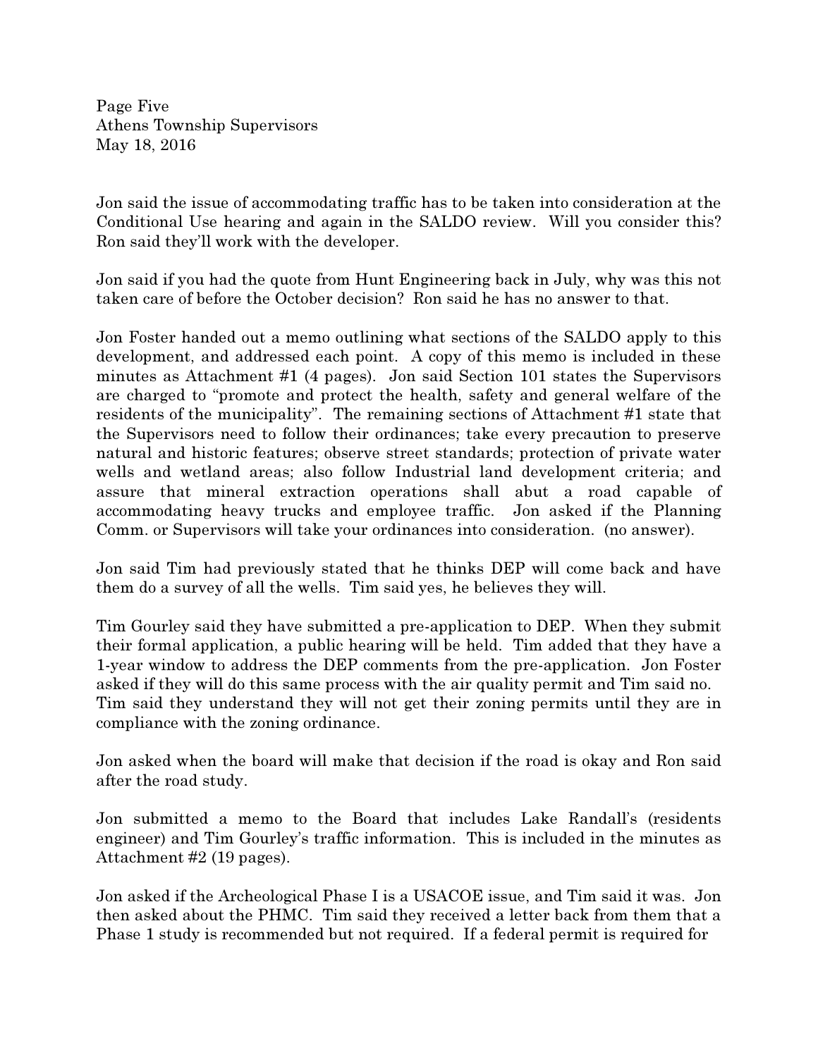Jon said the issue of accommodating traffic has to be taken into consideration at the Conditional Use hearing and again in the SALDO review. Will you consider this? Ron said they'll work with the developer.

Jon said if you had the quote from Hunt Engineering back in July, why was this not taken care of before the October decision? Ron said he has no answer to that.

Jon Foster handed out a memo outlining what sections of the SALDO apply to this development, and addressed each point. A copy of this memo is included in these minutes as Attachment #1 (4 pages). Jon said Section 101 states the Supervisors are charged to "promote and protect the health, safety and general welfare of the residents of the municipality". The remaining sections of Attachment #1 state that the Supervisors need to follow their ordinances; take every precaution to preserve natural and historic features; observe street standards; protection of private water wells and wetland areas; also follow Industrial land development criteria; and assure that mineral extraction operations shall abut a road capable of accommodating heavy trucks and employee traffic. Jon asked if the Planning Comm. or Supervisors will take your ordinances into consideration. (no answer).

Jon said Tim had previously stated that he thinks DEP will come back and have them do a survey of all the wells. Tim said yes, he believes they will.

Tim Gourley said they have submitted a pre-application to DEP. When they submit their formal application, a public hearing will be held. Tim added that they have a 1-year window to address the DEP comments from the pre-application. Jon Foster asked if they will do this same process with the air quality permit and Tim said no. Tim said they understand they will not get their zoning permits until they are in compliance with the zoning ordinance.

Jon asked when the board will make that decision if the road is okay and Ron said after the road study.

Jon submitted a memo to the Board that includes Lake Randall's (residents engineer) and Tim Gourley's traffic information. This is included in the minutes as Attachment #2 (19 pages).

Jon asked if the Archeological Phase I is a USACOE issue, and Tim said it was. Jon then asked about the PHMC. Tim said they received a letter back from them that a Phase 1 study is recommended but not required. If a federal permit is required for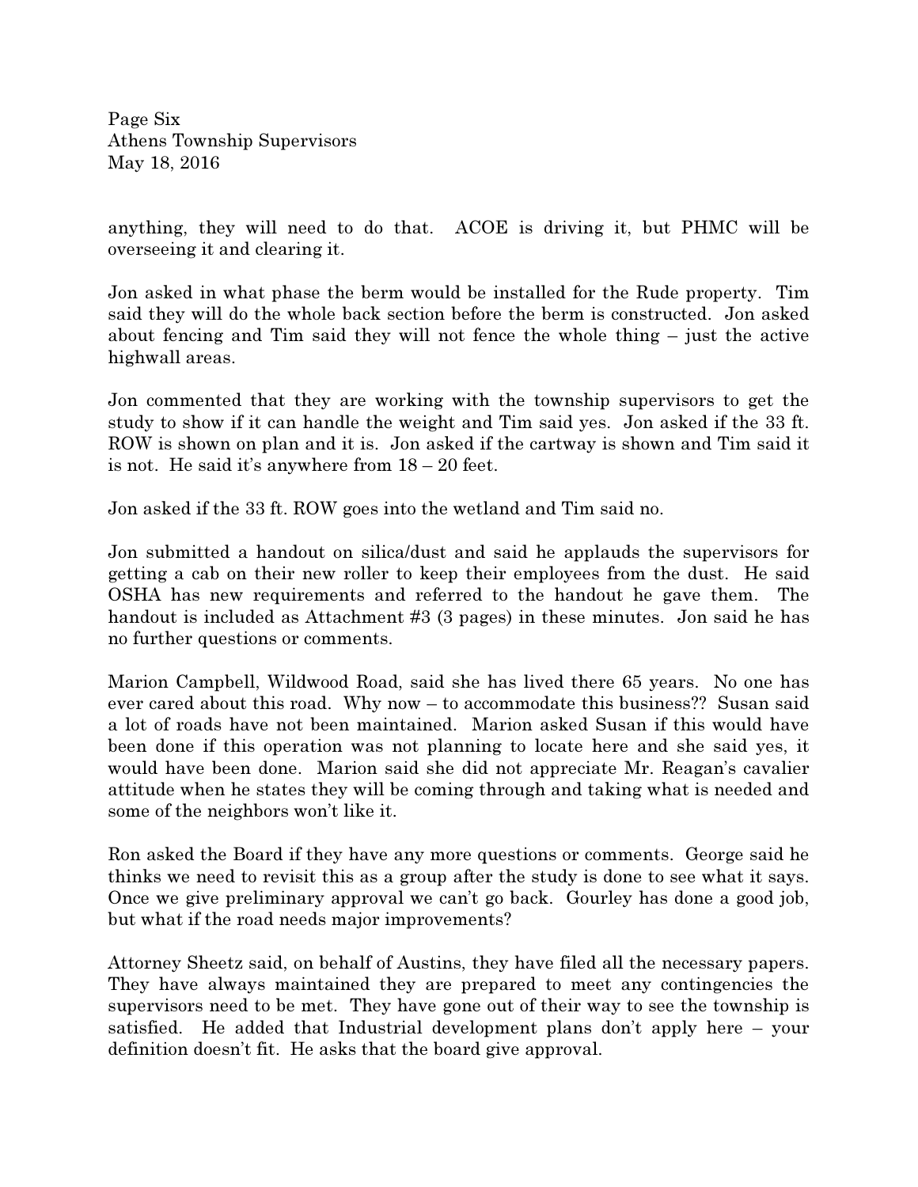anything, they will need to do that. ACOE is driving it, but PHMC will be overseeing it and clearing it.

Jon asked in what phase the berm would be installed for the Rude property. Tim said they will do the whole back section before the berm is constructed. Jon asked about fencing and Tim said they will not fence the whole thing – just the active highwall areas.

Jon commented that they are working with the township supervisors to get the study to show if it can handle the weight and Tim said yes. Jon asked if the 33 ft. ROW is shown on plan and it is. Jon asked if the cartway is shown and Tim said it is not. He said it's anywhere from 18 – 20 feet.

Jon asked if the 33 ft. ROW goes into the wetland and Tim said no.

Jon submitted a handout on silica/dust and said he applauds the supervisors for getting a cab on their new roller to keep their employees from the dust. He said OSHA has new requirements and referred to the handout he gave them. The handout is included as Attachment #3 (3 pages) in these minutes. Jon said he has no further questions or comments.

Marion Campbell, Wildwood Road, said she has lived there 65 years. No one has ever cared about this road. Why now – to accommodate this business?? Susan said a lot of roads have not been maintained. Marion asked Susan if this would have been done if this operation was not planning to locate here and she said yes, it would have been done. Marion said she did not appreciate Mr. Reagan's cavalier attitude when he states they will be coming through and taking what is needed and some of the neighbors won't like it.

Ron asked the Board if they have any more questions or comments. George said he thinks we need to revisit this as a group after the study is done to see what it says. Once we give preliminary approval we can't go back. Gourley has done a good job, but what if the road needs major improvements?

Attorney Sheetz said, on behalf of Austins, they have filed all the necessary papers. They have always maintained they are prepared to meet any contingencies the supervisors need to be met. They have gone out of their way to see the township is satisfied. He added that Industrial development plans don't apply here – your definition doesn't fit. He asks that the board give approval.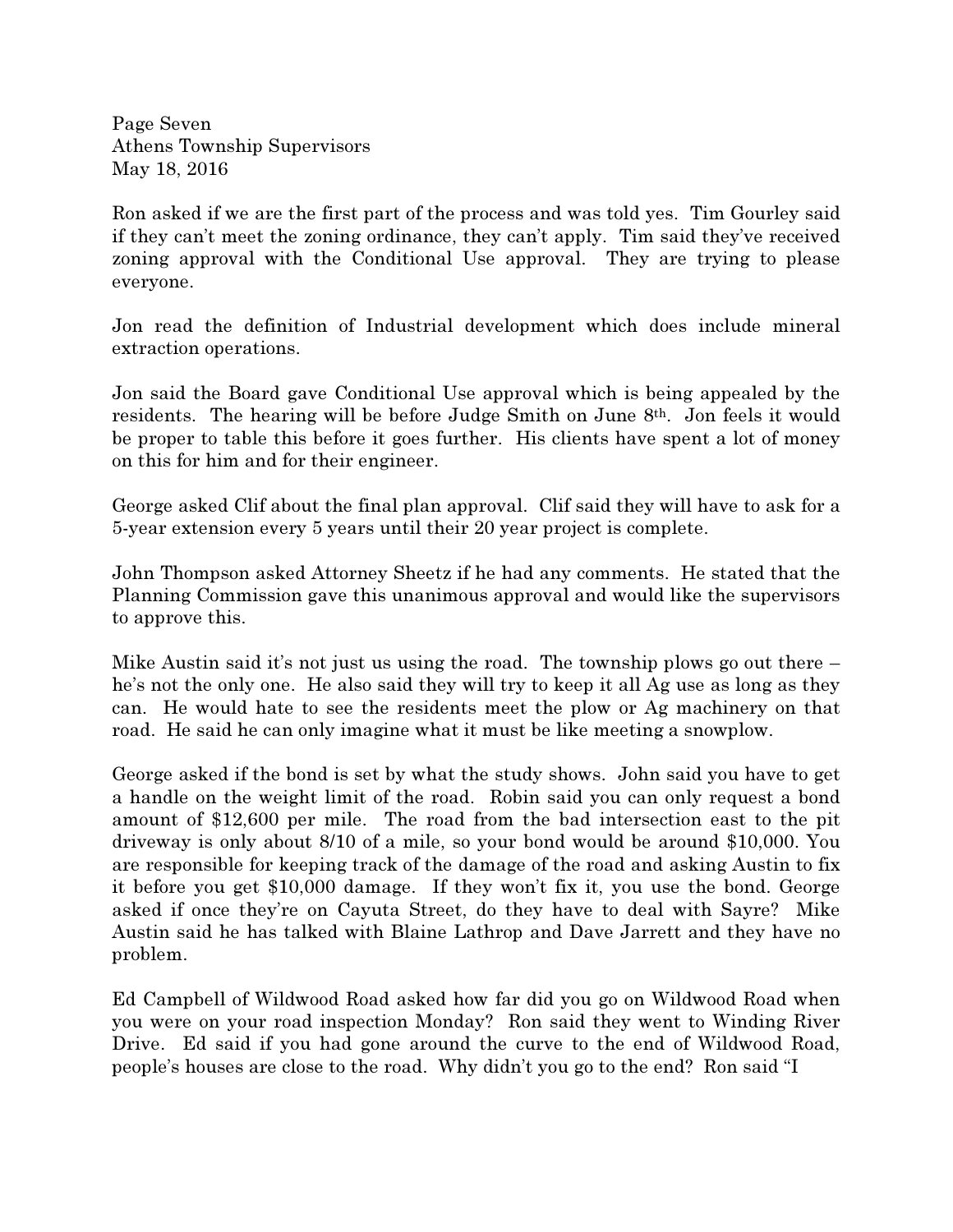Ron asked if we are the first part of the process and was told yes. Tim Gourley said if they can't meet the zoning ordinance, they can't apply. Tim said they've received zoning approval with the Conditional Use approval. They are trying to please everyone.

Jon read the definition of Industrial development which does include mineral extraction operations.

Jon said the Board gave Conditional Use approval which is being appealed by the residents. The hearing will be before Judge Smith on June 8th. Jon feels it would be proper to table this before it goes further. His clients have spent a lot of money on this for him and for their engineer.

George asked Clif about the final plan approval. Clif said they will have to ask for a 5-year extension every 5 years until their 20 year project is complete.

John Thompson asked Attorney Sheetz if he had any comments. He stated that the Planning Commission gave this unanimous approval and would like the supervisors to approve this.

Mike Austin said it's not just us using the road. The township plows go out there – he's not the only one. He also said they will try to keep it all Ag use as long as they can. He would hate to see the residents meet the plow or Ag machinery on that road. He said he can only imagine what it must be like meeting a snowplow.

George asked if the bond is set by what the study shows. John said you have to get a handle on the weight limit of the road. Robin said you can only request a bond amount of $12,600 per mile. The road from the bad intersection east to the pit driveway is only about 8/10 of a mile, so your bond would be around $10,000. You are responsible for keeping track of the damage of the road and asking Austin to fix it before you get $10,000 damage. If they won't fix it, you use the bond. George asked if once they're on Cayuta Street, do they have to deal with Sayre? Mike Austin said he has talked with Blaine Lathrop and Dave Jarrett and they have no problem.

Ed Campbell of Wildwood Road asked how far did you go on Wildwood Road when you were on your road inspection Monday? Ron said they went to Winding River Drive. Ed said if you had gone around the curve to the end of Wildwood Road, people's houses are close to the road. Why didn't you go to the end? Ron said "I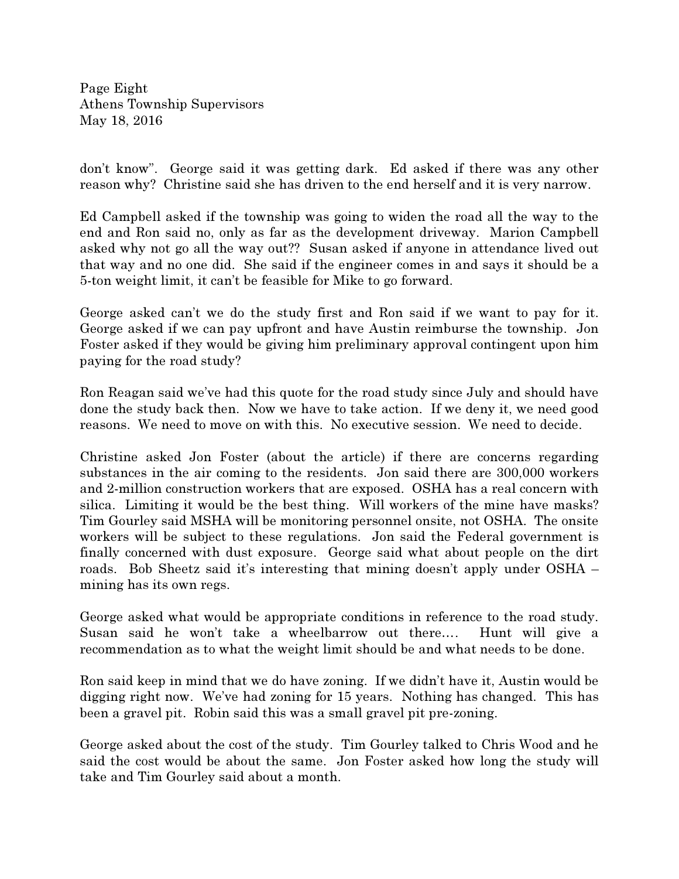don't know". George said it was getting dark. Ed asked if there was any other reason why? Christine said she has driven to the end herself and it is very narrow.

Ed Campbell asked if the township was going to widen the road all the way to the end and Ron said no, only as far as the development driveway. Marion Campbell asked why not go all the way out?? Susan asked if anyone in attendance lived out that way and no one did. She said if the engineer comes in and says it should be a 5-ton weight limit, it can't be feasible for Mike to go forward.

George asked can't we do the study first and Ron said if we want to pay for it. George asked if we can pay upfront and have Austin reimburse the township. Jon Foster asked if they would be giving him preliminary approval contingent upon him paying for the road study?

Ron Reagan said we've had this quote for the road study since July and should have done the study back then. Now we have to take action. If we deny it, we need good reasons. We need to move on with this. No executive session. We need to decide.

Christine asked Jon Foster (about the article) if there are concerns regarding substances in the air coming to the residents. Jon said there are 300,000 workers and 2-million construction workers that are exposed. OSHA has a real concern with silica. Limiting it would be the best thing. Will workers of the mine have masks? Tim Gourley said MSHA will be monitoring personnel onsite, not OSHA. The onsite workers will be subject to these regulations. Jon said the Federal government is finally concerned with dust exposure. George said what about people on the dirt roads. Bob Sheetz said it's interesting that mining doesn't apply under OSHA – mining has its own regs.

George asked what would be appropriate conditions in reference to the road study. Susan said he won't take a wheelbarrow out there…. Hunt will give a recommendation as to what the weight limit should be and what needs to be done.

Ron said keep in mind that we do have zoning. If we didn't have it, Austin would be digging right now. We've had zoning for 15 years. Nothing has changed. This has been a gravel pit. Robin said this was a small gravel pit pre-zoning.

George asked about the cost of the study. Tim Gourley talked to Chris Wood and he said the cost would be about the same. Jon Foster asked how long the study will take and Tim Gourley said about a month.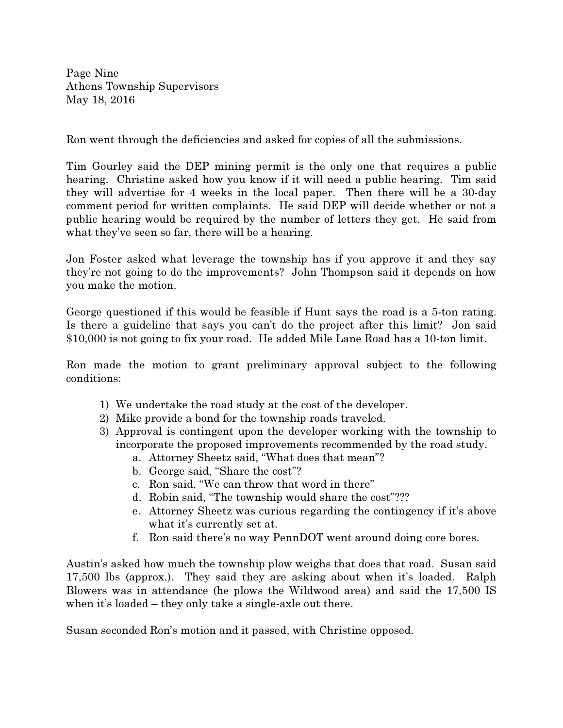Ron went through the deficiencies and asked for copies of all the submissions.

Tim Gourley said the DEP mining permit is the only one that requires a public hearing. Christine asked how you know if it will need a public hearing. Tim said they will advertise for 4 weeks in the local paper. Then there will be a 30-day comment period for written complaints. He said DEP will decide whether or not a public hearing would be required by the number of letters they get. He said from what they've seen so far, there will be a hearing.

Jon Foster asked what leverage the township has if you approve it and they say they're not going to do the improvements? John Thompson said it depends on how you make the motion.

George questioned if this would be feasible if Hunt says the road is a 5-ton rating. Is there a guideline that says you can't do the project after this limit? Jon said $10,000 is not going to fix your road. He added Mile Lane Road has a 10-ton limit.

Ron made the motion to grant preliminary approval subject to the following conditions:

1) We undertake the road study at the cost of the developer.
2) Mike provide a bond for the township roads traveled.
3) Approval is contingent upon the developer working with the township to incorporate the proposed improvements recommended by the road study.
    a. Attorney Sheetz said, "What does that mean"?
    b. George said, "Share the cost"?
    c. Ron said, "We can throw that word in there"
    d. Robin said, "The township would share the cost"???
    e. Attorney Sheetz was curious regarding the contingency if it's above what it's currently set at.
    f. Ron said there's no way PennDOT went around doing core bores.

Austin's asked how much the township plow weighs that does that road. Susan said 17,500 lbs (approx.). They said they are asking about when it's loaded. Ralph Blowers was in attendance (he plows the Wildwood area) and said the 17,500 IS when it's loaded – they only take a single-axle out there.

Susan seconded Ron's motion and it passed, with Christine opposed.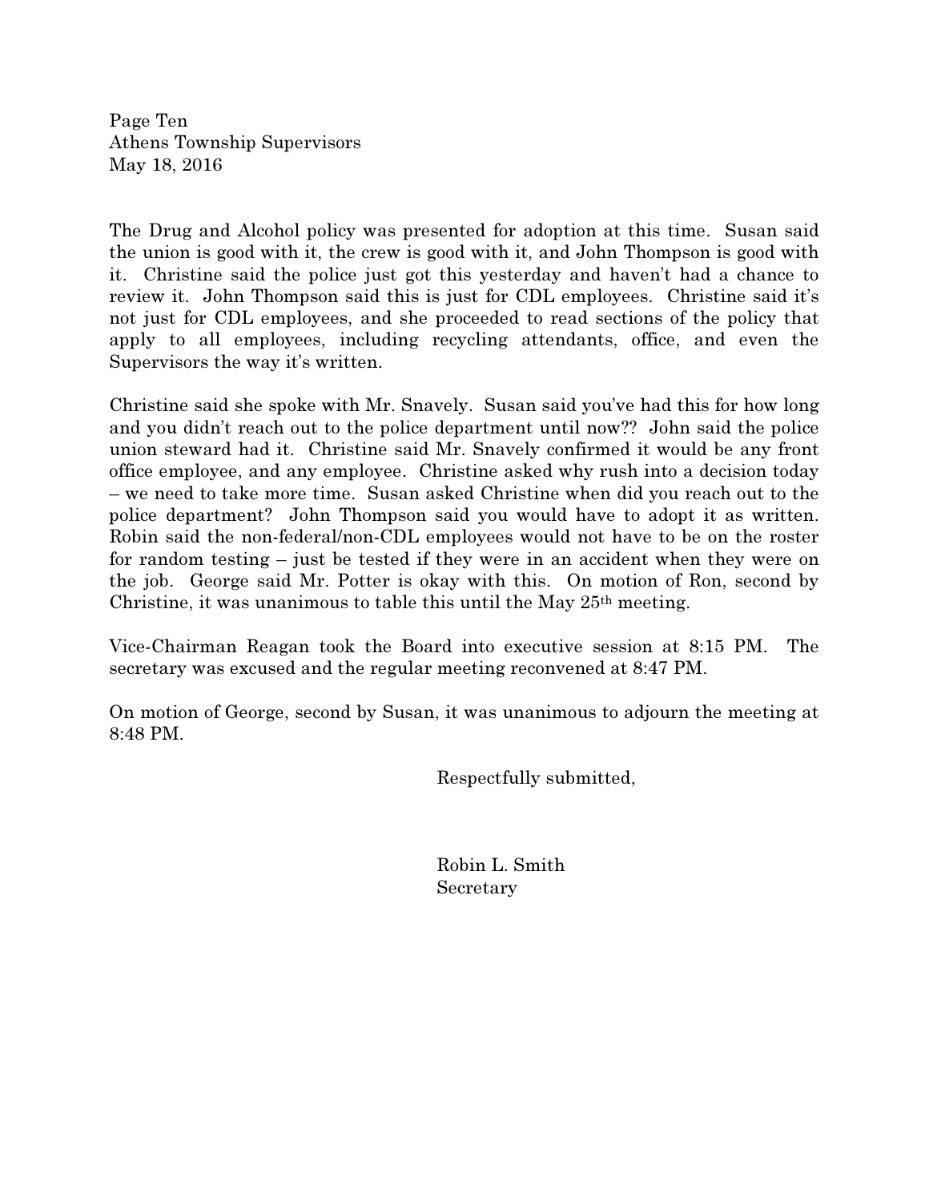The Drug and Alcohol policy was presented for adoption at this time. Susan said the union is good with it, the crew is good with it, and John Thompson is good with it. Christine said the police just got this yesterday and haven't had a chance to review it. John Thompson said this is just for CDL employees. Christine said it's not just for CDL employees, and she proceeded to read sections of the policy that apply to all employees, including recycling attendants, office, and even the Supervisors the way it's written.

Christine said she spoke with Mr. Snavely. Susan said you've had this for how long and you didn't reach out to the police department until now?? John said the police union steward had it. Christine said Mr. Snavely confirmed it would be any front office employee, and any employee. Christine asked why rush into a decision today – we need to take more time. Susan asked Christine when did you reach out to the police department? John Thompson said you would have to adopt it as written. Robin said the non-federal/non-CDL employees would not have to be on the roster for random testing – just be tested if they were in an accident when they were on the job. George said Mr. Potter is okay with this. On motion of Ron, second by Christine, it was unanimous to table this until the May 25th meeting.

Vice-Chairman Reagan took the Board into executive session at 8:15 PM. The secretary was excused and the regular meeting reconvened at 8:47 PM.

On motion of George, second by Susan, it was unanimous to adjourn the meeting at 8:48 PM.

Respectfully submitted,

Robin L. Smith
Secretary